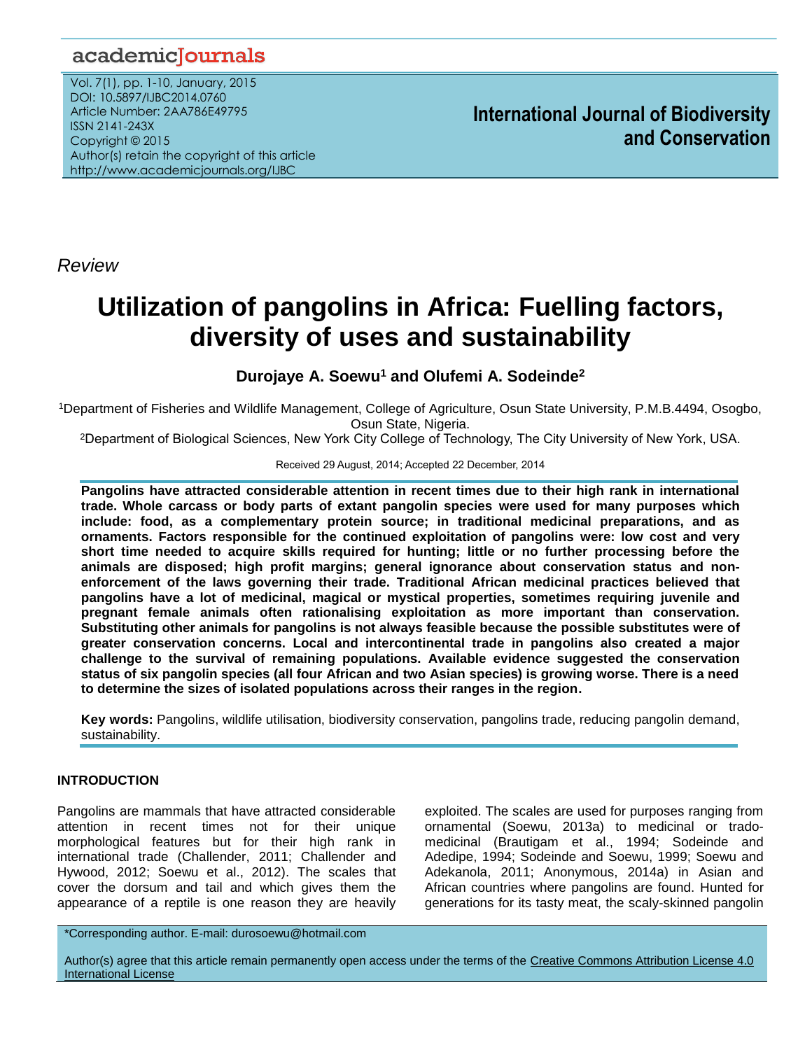*Review*

# Utilization of pangolins in Africa: Fuelling factors, diversity of uses and sustainability

**Durojaye A. Soewu[1] and Olufemi A. Sodeinde[2]**

[1]Department of Fisheries and Wildlife Management, College of Agriculture, Osun State University, P.M.B.4494, Osogbo, Osun State, Nigeria.

[2]Department of Biological Sciences, New York City College of Technology, The City University of New York, USA.

Received 29 August, 2014; Accepted 22 December, 2014

**Pangolins have attracted considerable attention in recent times due to their high rank in international trade. Whole carcass or body parts of extant pangolin species were used for many purposes which include: food, as a complementary protein source; in traditional medicinal preparations, and as ornaments. Factors responsible for the continued exploitation of pangolins were: low cost and very short time needed to acquire skills required for hunting; little or no further processing before the animals are disposed; high profit margins; general ignorance about conservation status and non-enforcement of the laws governing their trade. Traditional African medicinal practices believed that pangolins have a lot of medicinal, magical or mystical properties, sometimes requiring juvenile and pregnant female animals often rationalising exploitation as more important than conservation. Substituting other animals for pangolins is not always feasible because the possible substitutes were of greater conservation concerns. Local and intercontinental trade in pangolins also created a major challenge to the survival of remaining populations. Available evidence suggested the conservation status of six pangolin species (all four African and two Asian species) is growing worse. There is a need to determine the sizes of isolated populations across their ranges in the region.**

**Key words:** Pangolins, wildlife utilisation, biodiversity conservation, pangolins trade, reducing pangolin demand, sustainability.

## INTRODUCTION

Pangolins are mammals that have attracted considerable attention in recent times not for their unique morphological features but for their high rank in international trade (Challender, 2011; Challender and Hywood, 2012; Soewu et al., 2012). The scales that cover the dorsum and tail and which gives them the appearance of a reptile is one reason they are heavily exploited. The scales are used for purposes ranging from ornamental (Soewu, 2013a) to medicinal or trado-medicinal (Brautigam et al., 1994; Sodeinde and Adedipe, 1994; Sodeinde and Soewu, 1999; Soewu and Adekanola, 2011; Anonymous, 2014a) in Asian and African countries where pangolins are found. Hunted for generations for its tasty meat, the scaly-skinned pangolin

*Corresponding author. E-mail: durosoewu@hotmail.com

Author(s) agree that this article remain permanently open access under the terms of the Creative Commons Attribution License 4.0 International License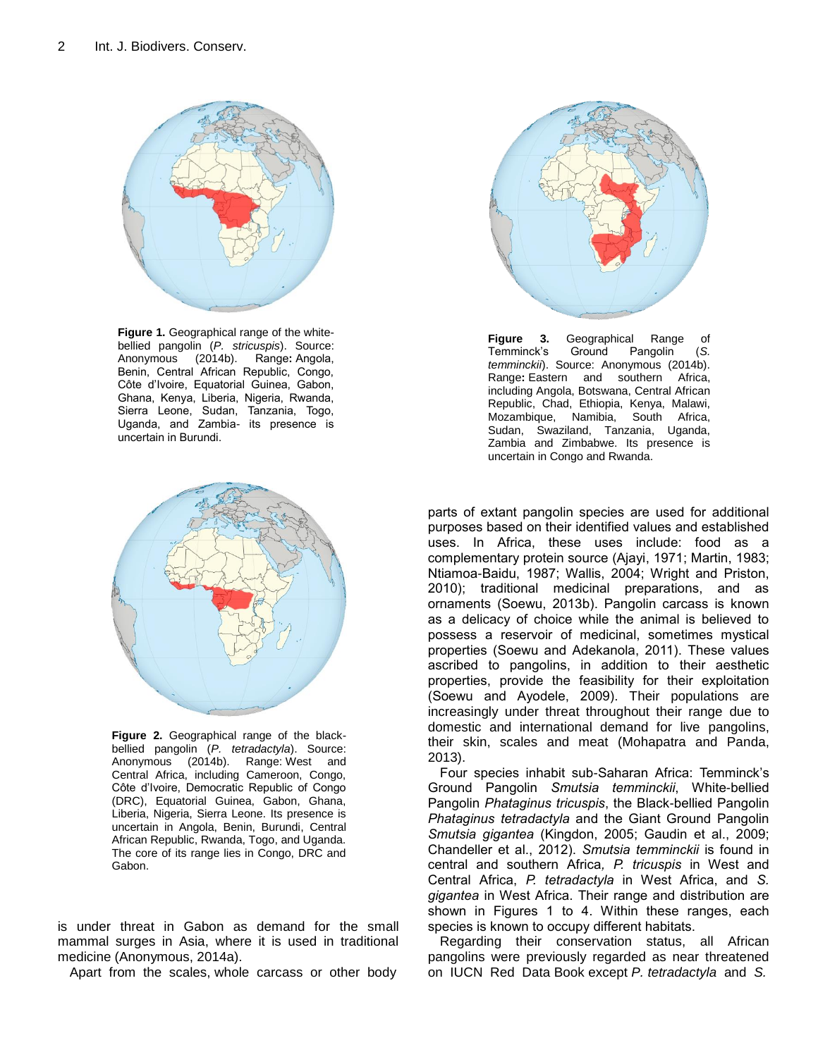**Figure 1.** Geographical range of the white-bellied pangolin (*P. stricuspis*). Source: Anonymous (2014b). Range**:** Angola, Benin, Central African Republic, Congo, Côte d'Ivoire, Equatorial Guinea, Gabon, Ghana, Kenya, Liberia, Nigeria, Rwanda, Sierra Leone, Sudan, Tanzania, Togo, Uganda, and Zambia- its presence is uncertain in Burundi.

**Figure 2.** Geographical range of the black-bellied pangolin (*P. tetradactyla*). Source: Anonymous (2014b). Range: West and Central Africa, including Cameroon, Congo, Côte d'Ivoire, Democratic Republic of Congo (DRC), Equatorial Guinea, Gabon, Ghana, Liberia, Nigeria, Sierra Leone. Its presence is uncertain in Angola, Benin, Burundi, Central African Republic, Rwanda, Togo, and Uganda. The core of its range lies in Congo, DRC and Gabon.

**Figure 3.** Geographical Range of Temminck's Ground Pangolin (*S. temminckii*). Source: Anonymous (2014b). Range**:** Eastern and southern Africa, including Angola, Botswana, Central African Republic, Chad, Ethiopia, Kenya, Malawi, Mozambique, Namibia, South Africa, Sudan, Swaziland, Tanzania, Uganda, Zambia and Zimbabwe. Its presence is uncertain in Congo and Rwanda.

is under threat in Gabon as demand for the small mammal surges in Asia, where it is used in traditional medicine (Anonymous, 2014a).

Apart from the scales, whole carcass or other body parts of extant pangolin species are used for additional purposes based on their identified values and established uses. In Africa, these uses include: food as a complementary protein source (Ajayi, 1971; Martin, 1983; Ntiamoa-Baidu, 1987; Wallis, 2004; Wright and Priston, 2010); traditional medicinal preparations, and as ornaments (Soewu, 2013b). Pangolin carcass is known as a delicacy of choice while the animal is believed to possess a reservoir of medicinal, sometimes mystical properties (Soewu and Adekanola, 2011). These values ascribed to pangolins, in addition to their aesthetic properties, provide the feasibility for their exploitation (Soewu and Ayodele, 2009). Their populations are increasingly under threat throughout their range due to domestic and international demand for live pangolins, their skin, scales and meat (Mohapatra and Panda, 2013).

Four species inhabit sub-Saharan Africa: Temminck's Ground Pangolin *Smutsia temminckii*, White-bellied Pangolin *Phataginus tricuspis*, the Black-bellied Pangolin *Phataginus tetradactyla* and the Giant Ground Pangolin *Smutsia gigantea* (Kingdon, 2005; Gaudin et al., 2009; Chandeller et al., 2012). *Smutsia temminckii* is found in central and southern Africa*, P. tricuspis* in West and Central Africa, *P. tetradactyla* in West Africa, and *S. gigantea* in West Africa. Their range and distribution are shown in Figures 1 to 4. Within these ranges, each species is known to occupy different habitats.

Regarding their conservation status, all African pangolins were previously regarded as near threatened on IUCN Red Data Book except *P. tetradactyla* and *S.*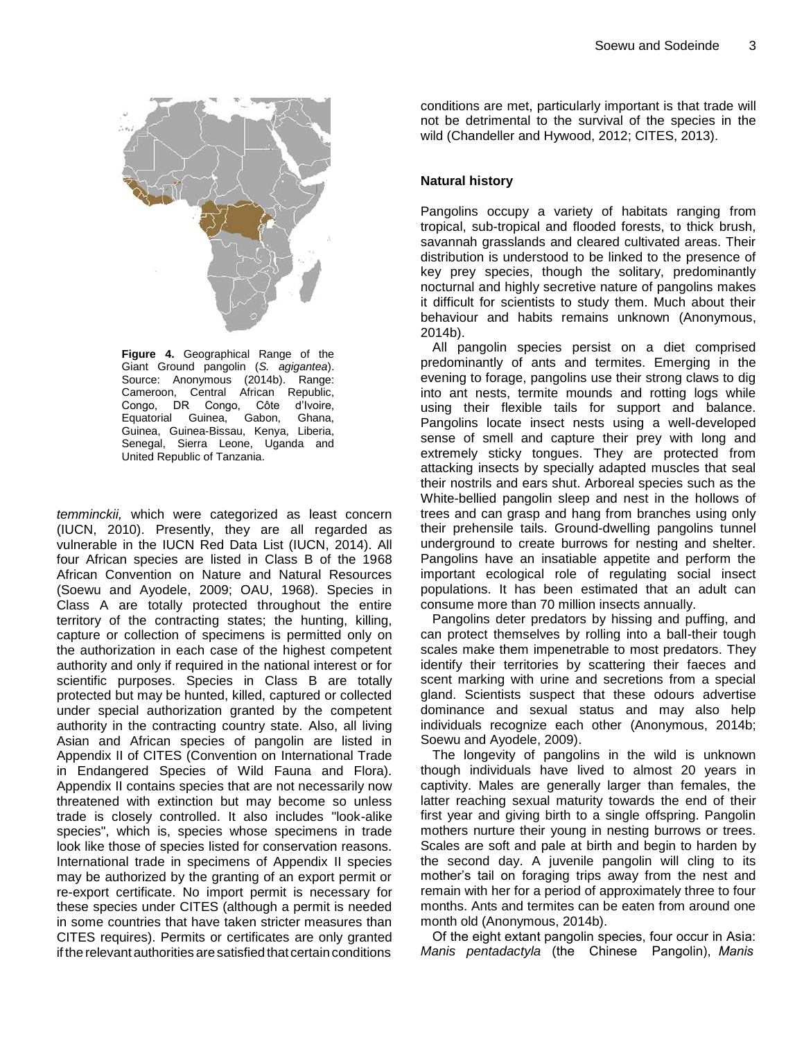**Figure 4.** Geographical Range of the Giant Ground pangolin (*S. agigantea*). Source: Anonymous (2014b). Range: Cameroon, Central African Republic, Congo, DR Congo, Côte d'Ivoire, Equatorial Guinea, Gabon, Ghana, Guinea, Guinea-Bissau, Kenya, Liberia, Senegal, Sierra Leone, Uganda and United Republic of Tanzania.

*temminckii,* which were categorized as least concern (IUCN, 2010). Presently, they are all regarded as vulnerable in the IUCN Red Data List (IUCN, 2014). All four African species are listed in Class B of the 1968 African Convention on Nature and Natural Resources (Soewu and Ayodele, 2009; OAU, 1968). Species in Class A are totally protected throughout the entire territory of the contracting states; the hunting, killing, capture or collection of specimens is permitted only on the authorization in each case of the highest competent authority and only if required in the national interest or for scientific purposes. Species in Class B are totally protected but may be hunted, killed, captured or collected under special authorization granted by the competent authority in the contracting country state. Also, all living Asian and African species of pangolin are listed in Appendix II of CITES (Convention on International Trade in Endangered Species of Wild Fauna and Flora). Appendix II contains species that are not necessarily now threatened with extinction but may become so unless trade is closely controlled. It also includes "look-alike species", which is, species whose specimens in trade look like those of species listed for conservation reasons. International trade in specimens of Appendix II species may be authorized by the granting of an export permit or re-export certificate. No import permit is necessary for these species under CITES (although a permit is needed in some countries that have taken stricter measures than CITES requires). Permits or certificates are only granted if the relevant authorities are satisfied that certain conditions conditions are met, particularly important is that trade will not be detrimental to the survival of the species in the wild (Chandeller and Hywood, 2012; CITES, 2013).

## Natural history

Pangolins occupy a variety of habitats ranging from tropical, sub-tropical and flooded forests, to thick brush, savannah grasslands and cleared cultivated areas. Their distribution is understood to be linked to the presence of key prey species, though the solitary, predominantly nocturnal and highly secretive nature of pangolins makes it difficult for scientists to study them. Much about their behaviour and habits remains unknown (Anonymous, 2014b).

All pangolin species persist on a diet comprised predominantly of ants and termites. Emerging in the evening to forage, pangolins use their strong claws to dig into ant nests, termite mounds and rotting logs while using their flexible tails for support and balance. Pangolins locate insect nests using a well-developed sense of smell and capture their prey with long and extremely sticky tongues. They are protected from attacking insects by specially adapted muscles that seal their nostrils and ears shut. Arboreal species such as the White-bellied pangolin sleep and nest in the hollows of trees and can grasp and hang from branches using only their prehensile tails. Ground-dwelling pangolins tunnel underground to create burrows for nesting and shelter. Pangolins have an insatiable appetite and perform the important ecological role of regulating social insect populations. It has been estimated that an adult can consume more than 70 million insects annually.

Pangolins deter predators by hissing and puffing, and can protect themselves by rolling into a ball-their tough scales make them impenetrable to most predators. They identify their territories by scattering their faeces and scent marking with urine and secretions from a special gland. Scientists suspect that these odours advertise dominance and sexual status and may also help individuals recognize each other (Anonymous, 2014b; Soewu and Ayodele, 2009).

The longevity of pangolins in the wild is unknown though individuals have lived to almost 20 years in captivity. Males are generally larger than females, the latter reaching sexual maturity towards the end of their first year and giving birth to a single offspring. Pangolin mothers nurture their young in nesting burrows or trees. Scales are soft and pale at birth and begin to harden by the second day. A juvenile pangolin will cling to its mother's tail on foraging trips away from the nest and remain with her for a period of approximately three to four months. Ants and termites can be eaten from around one month old (Anonymous, 2014b).

Of the eight extant pangolin species, four occur in Asia: *Manis pentadactyla* (the Chinese Pangolin), *Manis*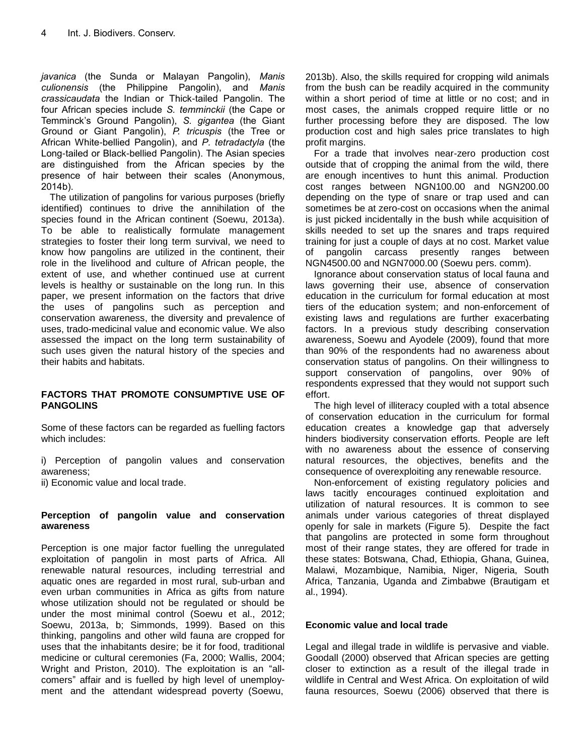*javanica* (the Sunda or Malayan Pangolin), *Manis culionensis* (the Philippine Pangolin), and *Manis crassicaudata* the Indian or Thick-tailed Pangolin. The four African species include *S. temminckii* (the Cape or Temminck's Ground Pangolin), *S. gigantea* (the Giant Ground or Giant Pangolin), *P. tricuspis* (the Tree or African White-bellied Pangolin), and *P. tetradactyla* (the Long-tailed or Black-bellied Pangolin). The Asian species are distinguished from the African species by the presence of hair between their scales (Anonymous, 2014b).

The utilization of pangolins for various purposes (briefly identified) continues to drive the annihilation of the species found in the African continent (Soewu, 2013a). To be able to realistically formulate management strategies to foster their long term survival, we need to know how pangolins are utilized in the continent, their role in the livelihood and culture of African people, the extent of use, and whether continued use at current levels is healthy or sustainable on the long run. In this paper, we present information on the factors that drive the uses of pangolins such as perception and conservation awareness, the diversity and prevalence of uses, trado-medicinal value and economic value. We also assessed the impact on the long term sustainability of such uses given the natural history of the species and their habits and habitats.

## FACTORS THAT PROMOTE CONSUMPTIVE USE OF PANGOLINS

Some of these factors can be regarded as fuelling factors which includes:

i) Perception of pangolin values and conservation awareness;
ii) Economic value and local trade.

### Perception of pangolin value and conservation awareness

Perception is one major factor fuelling the unregulated exploitation of pangolin in most parts of Africa. All renewable natural resources, including terrestrial and aquatic ones are regarded in most rural, sub-urban and even urban communities in Africa as gifts from nature whose utilization should not be regulated or should be under the most minimal control (Soewu et al., 2012; Soewu, 2013a, b; Simmonds, 1999). Based on this thinking, pangolins and other wild fauna are cropped for uses that the inhabitants desire; be it for food, traditional medicine or cultural ceremonies (Fa, 2000; Wallis, 2004; Wright and Priston, 2010). The exploitation is an "all-comers" affair and is fuelled by high level of unemployment and the attendant widespread poverty (Soewu, 2013b). Also, the skills required for cropping wild animals from the bush can be readily acquired in the community within a short period of time at little or no cost; and in most cases, the animals cropped require little or no further processing before they are disposed. The low production cost and high sales price translates to high profit margins.

For a trade that involves near-zero production cost outside that of cropping the animal from the wild, there are enough incentives to hunt this animal. Production cost ranges between NGN100.00 and NGN200.00 depending on the type of snare or trap used and can sometimes be at zero-cost on occasions when the animal is just picked incidentally in the bush while acquisition of skills needed to set up the snares and traps required training for just a couple of days at no cost. Market value of pangolin carcass presently ranges between NGN4500.00 and NGN7000.00 (Soewu pers. comm).

Ignorance about conservation status of local fauna and laws governing their use, absence of conservation education in the curriculum for formal education at most tiers of the education system; and non-enforcement of existing laws and regulations are further exacerbating factors. In a previous study describing conservation awareness, Soewu and Ayodele (2009), found that more than 90% of the respondents had no awareness about conservation status of pangolins. On their willingness to support conservation of pangolins, over 90% of respondents expressed that they would not support such effort.

The high level of illiteracy coupled with a total absence of conservation education in the curriculum for formal education creates a knowledge gap that adversely hinders biodiversity conservation efforts. People are left with no awareness about the essence of conserving natural resources, the objectives, benefits and the consequence of overexploiting any renewable resource.

Non-enforcement of existing regulatory policies and laws tacitly encourages continued exploitation and utilization of natural resources. It is common to see animals under various categories of threat displayed openly for sale in markets (Figure 5). Despite the fact that pangolins are protected in some form throughout most of their range states, they are offered for trade in these states: Botswana, Chad, Ethiopia, Ghana, Guinea, Malawi, Mozambique, Namibia, Niger, Nigeria, South Africa, Tanzania, Uganda and Zimbabwe (Brautigam et al., 1994).

### Economic value and local trade

Legal and illegal trade in wildlife is pervasive and viable. Goodall (2000) observed that African species are getting closer to extinction as a result of the illegal trade in wildlife in Central and West Africa. On exploitation of wild fauna resources, Soewu (2006) observed that there is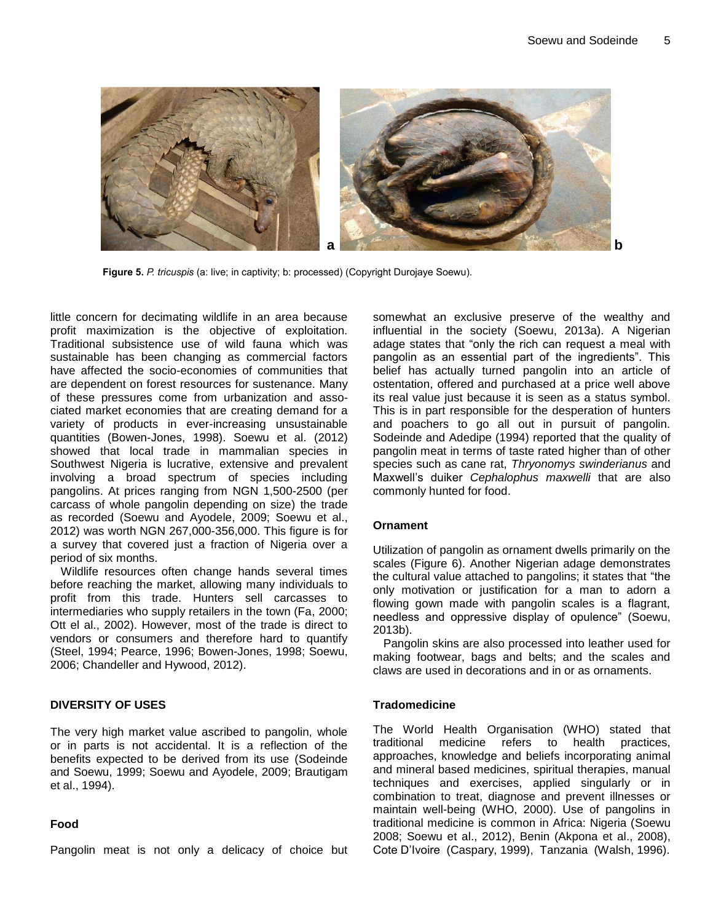**Figure 5.** *P. tricuspis* (a: live; in captivity; b: processed) (Copyright Durojaye Soewu).

little concern for decimating wildlife in an area because profit maximization is the objective of exploitation. Traditional subsistence use of wild fauna which was sustainable has been changing as commercial factors have affected the socio-economies of communities that are dependent on forest resources for sustenance. Many of these pressures come from urbanization and associated market economies that are creating demand for a variety of products in ever-increasing unsustainable quantities (Bowen-Jones, 1998). Soewu et al. (2012) showed that local trade in mammalian species in Southwest Nigeria is lucrative, extensive and prevalent involving a broad spectrum of species including pangolins. At prices ranging from NGN 1,500-2500 (per carcass of whole pangolin depending on size) the trade as recorded (Soewu and Ayodele, 2009; Soewu et al., 2012) was worth NGN 267,000-356,000. This figure is for a survey that covered just a fraction of Nigeria over a period of six months.

Wildlife resources often change hands several times before reaching the market, allowing many individuals to profit from this trade. Hunters sell carcasses to intermediaries who supply retailers in the town (Fa, 2000; Ott el al., 2002). However, most of the trade is direct to vendors or consumers and therefore hard to quantify (Steel, 1994; Pearce, 1996; Bowen-Jones, 1998; Soewu, 2006; Chandeller and Hywood, 2012).

## DIVERSITY OF USES

The very high market value ascribed to pangolin, whole or in parts is not accidental. It is a reflection of the benefits expected to be derived from its use (Sodeinde and Soewu, 1999; Soewu and Ayodele, 2009; Brautigam et al., 1994).

### Food

Pangolin meat is not only a delicacy of choice but somewhat an exclusive preserve of the wealthy and influential in the society (Soewu, 2013a). A Nigerian adage states that "only the rich can request a meal with pangolin as an essential part of the ingredients". This belief has actually turned pangolin into an article of ostentation, offered and purchased at a price well above its real value just because it is seen as a status symbol. This is in part responsible for the desperation of hunters and poachers to go all out in pursuit of pangolin. Sodeinde and Adedipe (1994) reported that the quality of pangolin meat in terms of taste rated higher than of other species such as cane rat, *Thryonomys swinderianus* and Maxwell's duiker *Cephalophus maxwelli* that are also commonly hunted for food.

### Ornament

Utilization of pangolin as ornament dwells primarily on the scales (Figure 6). Another Nigerian adage demonstrates the cultural value attached to pangolins; it states that "the only motivation or justification for a man to adorn a flowing gown made with pangolin scales is a flagrant, needless and oppressive display of opulence" (Soewu, 2013b).

Pangolin skins are also processed into leather used for making footwear, bags and belts; and the scales and claws are used in decorations and in or as ornaments.

### Tradomedicine

The World Health Organisation (WHO) stated that traditional medicine refers to health practices, approaches, knowledge and beliefs incorporating animal and mineral based medicines, spiritual therapies, manual techniques and exercises, applied singularly or in combination to treat, diagnose and prevent illnesses or maintain well-being (WHO, 2000). Use of pangolins in traditional medicine is common in Africa: Nigeria (Soewu 2008; Soewu et al., 2012), Benin (Akpona et al., 2008), Cote D'Ivoire (Caspary, 1999), Tanzania (Walsh, 1996).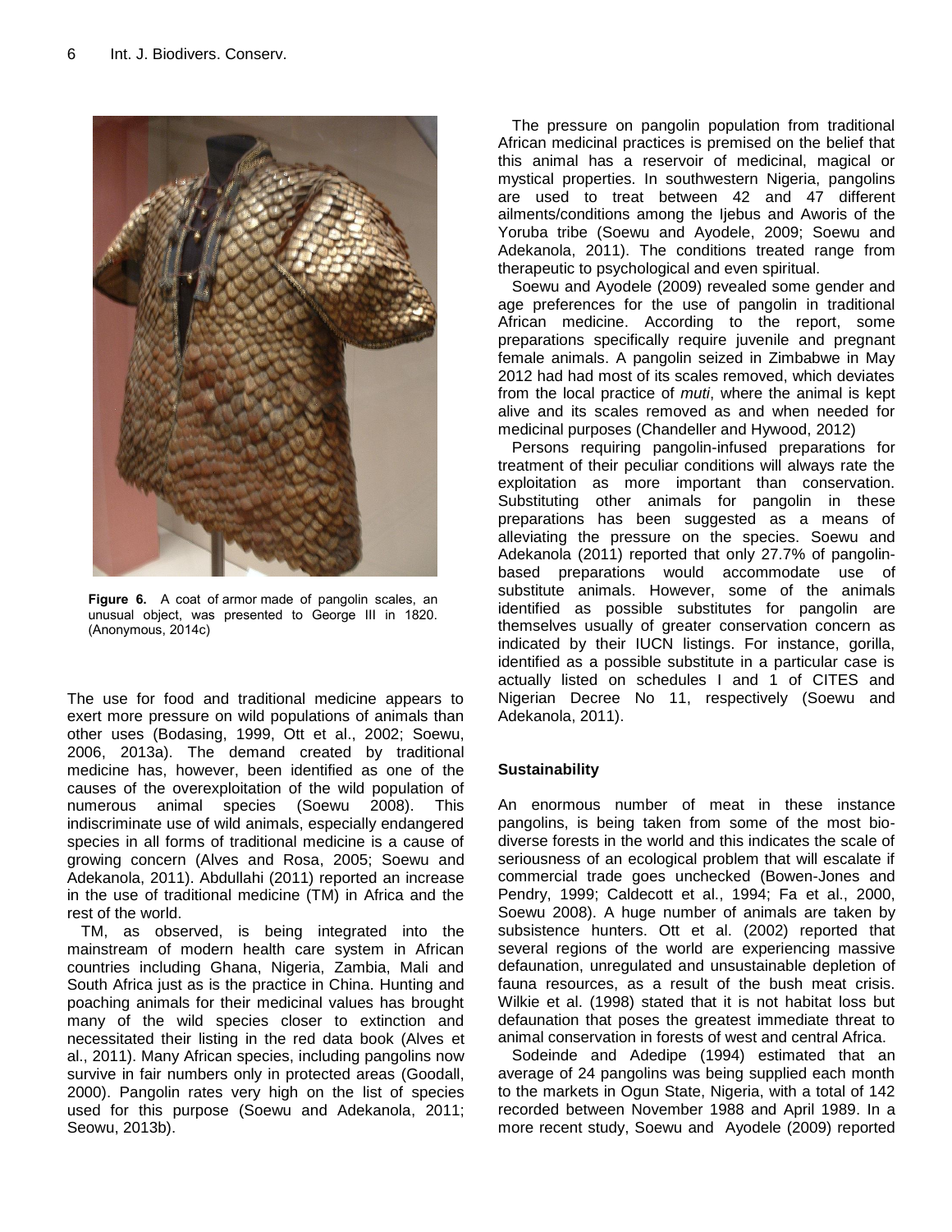Figure 6. A coat of armor made of pangolin scales, an unusual object, was presented to George III in 1820. (Anonymous, 2014c)

The use for food and traditional medicine appears to exert more pressure on wild populations of animals than other uses (Bodasing, 1999, Ott et al., 2002; Soewu, 2006, 2013a). The demand created by traditional medicine has, however, been identified as one of the causes of the overexploitation of the wild population of numerous animal species (Soewu 2008). This indiscriminate use of wild animals, especially endangered species in all forms of traditional medicine is a cause of growing concern (Alves and Rosa, 2005; Soewu and Adekanola, 2011). Abdullahi (2011) reported an increase in the use of traditional medicine (TM) in Africa and the rest of the world.

TM, as observed, is being integrated into the mainstream of modern health care system in African countries including Ghana, Nigeria, Zambia, Mali and South Africa just as is the practice in China. Hunting and poaching animals for their medicinal values has brought many of the wild species closer to extinction and necessitated their listing in the red data book (Alves et al., 2011). Many African species, including pangolins now survive in fair numbers only in protected areas (Goodall, 2000). Pangolin rates very high on the list of species used for this purpose (Soewu and Adekanola, 2011; Seowu, 2013b).

The pressure on pangolin population from traditional African medicinal practices is premised on the belief that this animal has a reservoir of medicinal, magical or mystical properties. In southwestern Nigeria, pangolins are used to treat between 42 and 47 different ailments/conditions among the Ijebus and Aworis of the Yoruba tribe (Soewu and Ayodele, 2009; Soewu and Adekanola, 2011). The conditions treated range from therapeutic to psychological and even spiritual.

Soewu and Ayodele (2009) revealed some gender and age preferences for the use of pangolin in traditional African medicine. According to the report, some preparations specifically require juvenile and pregnant female animals. A pangolin seized in Zimbabwe in May 2012 had had most of its scales removed, which deviates from the local practice of *muti*, where the animal is kept alive and its scales removed as and when needed for medicinal purposes (Chandeller and Hywood, 2012)

Persons requiring pangolin-infused preparations for treatment of their peculiar conditions will always rate the exploitation as more important than conservation. Substituting other animals for pangolin in these preparations has been suggested as a means of alleviating the pressure on the species. Soewu and Adekanola (2011) reported that only 27.7% of pangolin-based preparations would accommodate use of substitute animals. However, some of the animals identified as possible substitutes for pangolin are themselves usually of greater conservation concern as indicated by their IUCN listings. For instance, gorilla, identified as a possible substitute in a particular case is actually listed on schedules I and 1 of CITES and Nigerian Decree No 11, respectively (Soewu and Adekanola, 2011).

## Sustainability

An enormous number of meat in these instance pangolins, is being taken from some of the most bio-diverse forests in the world and this indicates the scale of seriousness of an ecological problem that will escalate if commercial trade goes unchecked (Bowen-Jones and Pendry, 1999; Caldecott et al., 1994; Fa et al., 2000, Soewu 2008). A huge number of animals are taken by subsistence hunters. Ott et al. (2002) reported that several regions of the world are experiencing massive defaunation, unregulated and unsustainable depletion of fauna resources, as a result of the bush meat crisis. Wilkie et al. (1998) stated that it is not habitat loss but defaunation that poses the greatest immediate threat to animal conservation in forests of west and central Africa.

Sodeinde and Adedipe (1994) estimated that an average of 24 pangolins was being supplied each month to the markets in Ogun State, Nigeria, with a total of 142 recorded between November 1988 and April 1989. In a more recent study, Soewu and Ayodele (2009) reported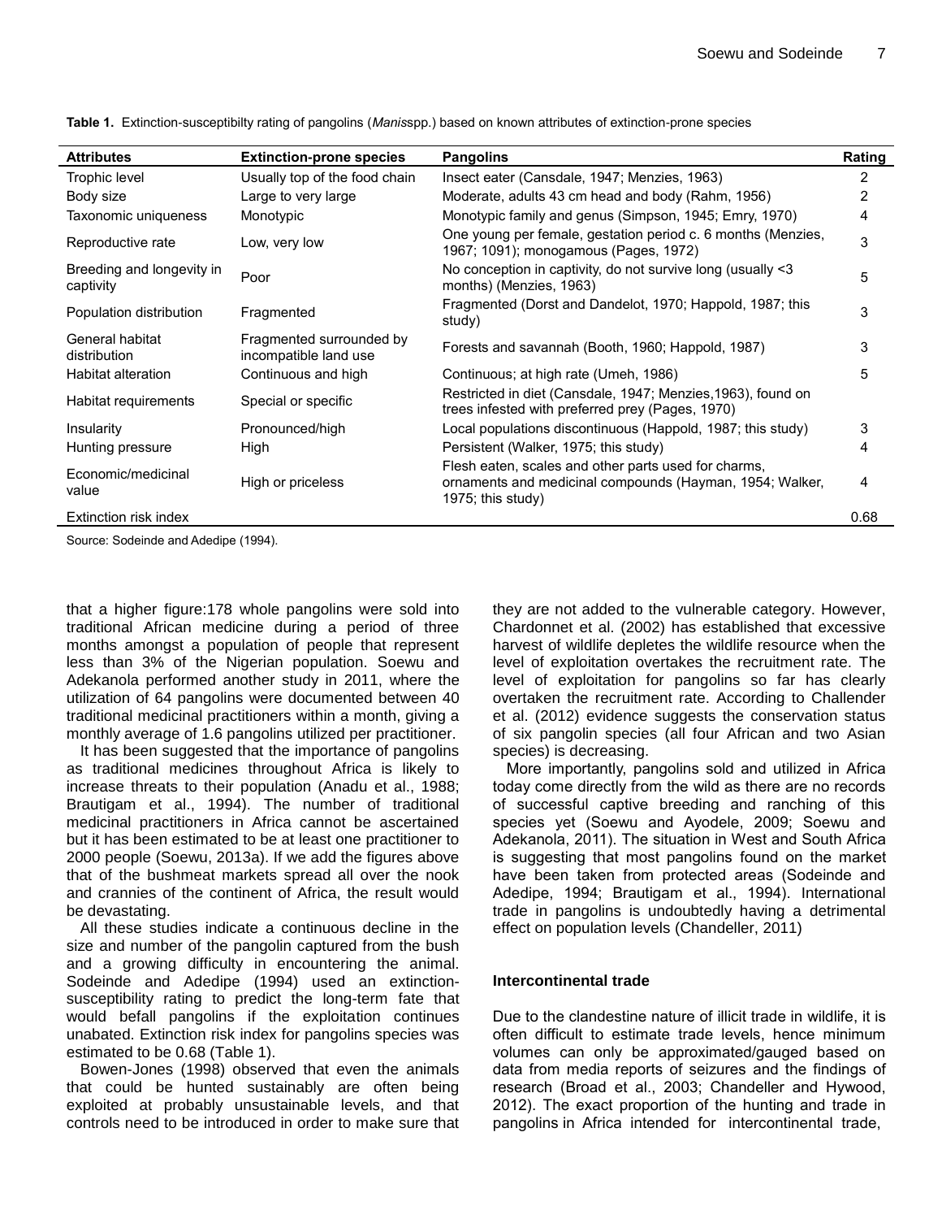**Table 1.** Extinction-susceptibilty rating of pangolins (*Manis*spp.) based on known attributes of extinction-prone species

| Attributes | Extinction-prone species | Pangolins | Rating |
|---|---|---|---|
| Trophic level | Usually top of the food chain | Insect eater (Cansdale, 1947; Menzies, 1963) | 2 |
| Body size | Large to very large | Moderate, adults 43 cm head and body (Rahm, 1956) | 2 |
| Taxonomic uniqueness | Monotypic | Monotypic family and genus (Simpson, 1945; Emry, 1970) | 4 |
| Reproductive rate | Low, very low | One young per female, gestation period c. 6 months (Menzies, 1967; 1091); monogamous (Pages, 1972) | 3 |
| Breeding and longevity in captivity | Poor | No conception in captivity, do not survive long (usually <3 months) (Menzies, 1963) | 5 |
| Population distribution | Fragmented | Fragmented (Dorst and Dandelot, 1970; Happold, 1987; this study) | 3 |
| General habitat distribution | Fragmented surrounded by incompatible land use | Forests and savannah (Booth, 1960; Happold, 1987) | 3 |
| Habitat alteration | Continuous and high | Continuous; at high rate (Umeh, 1986) | 5 |
| Habitat requirements | Special or specific | Restricted in diet (Cansdale, 1947; Menzies,1963), found on trees infested with preferred prey (Pages, 1970) | |
| Insularity | Pronounced/high | Local populations discontinuous (Happold, 1987; this study) | 3 |
| Hunting pressure | High | Persistent (Walker, 1975; this study) | 4 |
| Economic/medicinal value | High or priceless | Flesh eaten, scales and other parts used for charms, ornaments and medicinal compounds (Hayman, 1954; Walker, 1975; this study) | 4 |
| Extinction risk index | | | 0.68 |

Source: Sodeinde and Adedipe (1994).

that a higher figure:178 whole pangolins were sold into traditional African medicine during a period of three months amongst a population of people that represent less than 3% of the Nigerian population. Soewu and Adekanola performed another study in 2011, where the utilization of 64 pangolins were documented between 40 traditional medicinal practitioners within a month, giving a monthly average of 1.6 pangolins utilized per practitioner.

It has been suggested that the importance of pangolins as traditional medicines throughout Africa is likely to increase threats to their population (Anadu et al., 1988; Brautigam et al., 1994). The number of traditional medicinal practitioners in Africa cannot be ascertained but it has been estimated to be at least one practitioner to 2000 people (Soewu, 2013a). If we add the figures above that of the bushmeat markets spread all over the nook and crannies of the continent of Africa, the result would be devastating.

All these studies indicate a continuous decline in the size and number of the pangolin captured from the bush and a growing difficulty in encountering the animal. Sodeinde and Adedipe (1994) used an extinction-susceptibility rating to predict the long-term fate that would befall pangolins if the exploitation continues unabated. Extinction risk index for pangolins species was estimated to be 0.68 (Table 1).

Bowen-Jones (1998) observed that even the animals that could be hunted sustainably are often being exploited at probably unsustainable levels, and that controls need to be introduced in order to make sure that they are not added to the vulnerable category. However, Chardonnet et al. (2002) has established that excessive harvest of wildlife depletes the wildlife resource when the level of exploitation overtakes the recruitment rate. The level of exploitation for pangolins so far has clearly overtaken the recruitment rate. According to Challender et al. (2012) evidence suggests the conservation status of six pangolin species (all four African and two Asian species) is decreasing.

More importantly, pangolins sold and utilized in Africa today come directly from the wild as there are no records of successful captive breeding and ranching of this species yet (Soewu and Ayodele, 2009; Soewu and Adekanola, 2011). The situation in West and South Africa is suggesting that most pangolins found on the market have been taken from protected areas (Sodeinde and Adedipe, 1994; Brautigam et al., 1994). International trade in pangolins is undoubtedly having a detrimental effect on population levels (Chandeller, 2011)

#### Intercontinental trade

Due to the clandestine nature of illicit trade in wildlife, it is often difficult to estimate trade levels, hence minimum volumes can only be approximated/gauged based on data from media reports of seizures and the findings of research (Broad et al., 2003; Chandeller and Hywood, 2012). The exact proportion of the hunting and trade in pangolins in Africa intended for intercontinental trade,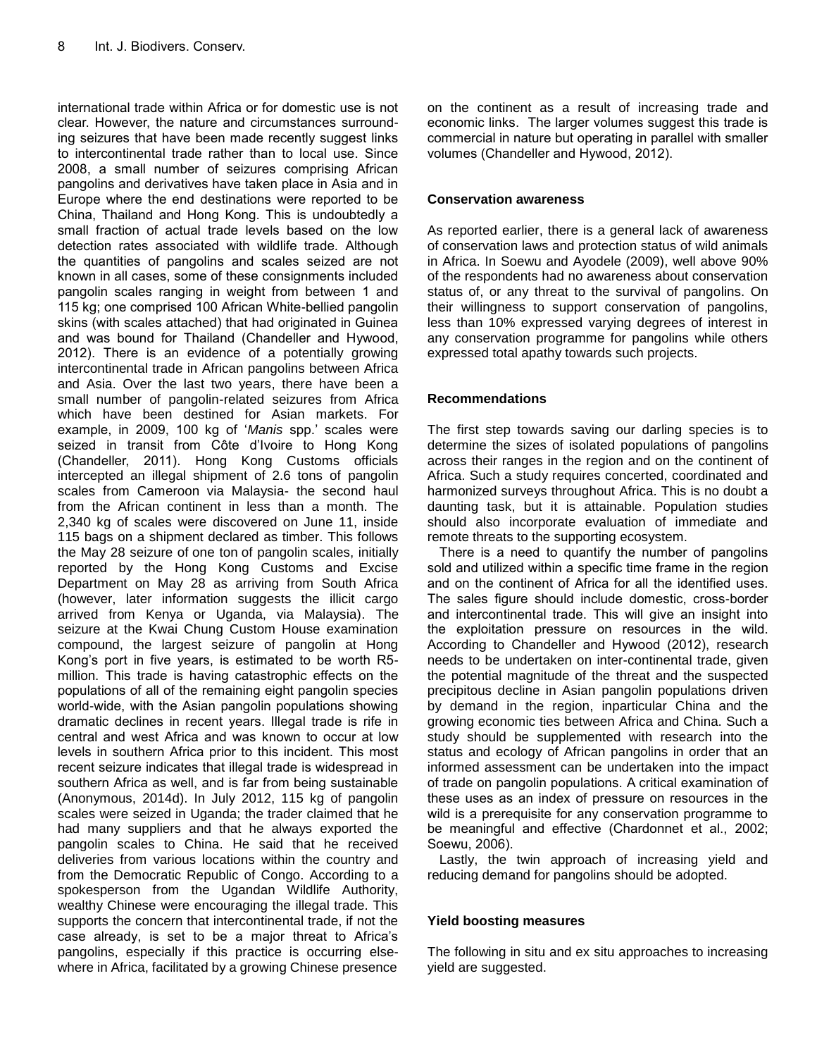international trade within Africa or for domestic use is not clear. However, the nature and circumstances surrounding seizures that have been made recently suggest links to intercontinental trade rather than to local use. Since 2008, a small number of seizures comprising African pangolins and derivatives have taken place in Asia and in Europe where the end destinations were reported to be China, Thailand and Hong Kong. This is undoubtedly a small fraction of actual trade levels based on the low detection rates associated with wildlife trade. Although the quantities of pangolins and scales seized are not known in all cases, some of these consignments included pangolin scales ranging in weight from between 1 and 115 kg; one comprised 100 African White-bellied pangolin skins (with scales attached) that had originated in Guinea and was bound for Thailand (Chandeller and Hywood, 2012). There is an evidence of a potentially growing intercontinental trade in African pangolins between Africa and Asia. Over the last two years, there have been a small number of pangolin-related seizures from Africa which have been destined for Asian markets. For example, in 2009, 100 kg of '*Manis* spp.' scales were seized in transit from Côte d'Ivoire to Hong Kong (Chandeller, 2011). Hong Kong Customs officials intercepted an illegal shipment of 2.6 tons of pangolin scales from Cameroon via Malaysia- the second haul from the African continent in less than a month. The 2,340 kg of scales were discovered on June 11, inside 115 bags on a shipment declared as timber. This follows the May 28 seizure of one ton of pangolin scales, initially reported by the Hong Kong Customs and Excise Department on May 28 as arriving from South Africa (however, later information suggests the illicit cargo arrived from Kenya or Uganda, via Malaysia). The seizure at the Kwai Chung Custom House examination compound, the largest seizure of pangolin at Hong Kong's port in five years, is estimated to be worth R5-million. This trade is having catastrophic effects on the populations of all of the remaining eight pangolin species world-wide, with the Asian pangolin populations showing dramatic declines in recent years. Illegal trade is rife in central and west Africa and was known to occur at low levels in southern Africa prior to this incident. This most recent seizure indicates that illegal trade is widespread in southern Africa as well, and is far from being sustainable (Anonymous, 2014d). In July 2012, 115 kg of pangolin scales were seized in Uganda; the trader claimed that he had many suppliers and that he always exported the pangolin scales to China. He said that he received deliveries from various locations within the country and from the Democratic Republic of Congo. According to a spokesperson from the Ugandan Wildlife Authority, wealthy Chinese were encouraging the illegal trade. This supports the concern that intercontinental trade, if not the case already, is set to be a major threat to Africa's pangolins, especially if this practice is occurring elsewhere in Africa, facilitated by a growing Chinese presence on the continent as a result of increasing trade and economic links. The larger volumes suggest this trade is commercial in nature but operating in parallel with smaller volumes (Chandeller and Hywood, 2012).

## Conservation awareness

As reported earlier, there is a general lack of awareness of conservation laws and protection status of wild animals in Africa. In Soewu and Ayodele (2009), well above 90% of the respondents had no awareness about conservation status of, or any threat to the survival of pangolins. On their willingness to support conservation of pangolins, less than 10% expressed varying degrees of interest in any conservation programme for pangolins while others expressed total apathy towards such projects.

## Recommendations

The first step towards saving our darling species is to determine the sizes of isolated populations of pangolins across their ranges in the region and on the continent of Africa. Such a study requires concerted, coordinated and harmonized surveys throughout Africa. This is no doubt a daunting task, but it is attainable. Population studies should also incorporate evaluation of immediate and remote threats to the supporting ecosystem.

There is a need to quantify the number of pangolins sold and utilized within a specific time frame in the region and on the continent of Africa for all the identified uses. The sales figure should include domestic, cross-border and intercontinental trade. This will give an insight into the exploitation pressure on resources in the wild. According to Chandeller and Hywood (2012), research needs to be undertaken on inter-continental trade, given the potential magnitude of the threat and the suspected precipitous decline in Asian pangolin populations driven by demand in the region, inparticular China and the growing economic ties between Africa and China. Such a study should be supplemented with research into the status and ecology of African pangolins in order that an informed assessment can be undertaken into the impact of trade on pangolin populations. A critical examination of these uses as an index of pressure on resources in the wild is a prerequisite for any conservation programme to be meaningful and effective (Chardonnet et al., 2002; Soewu, 2006).

Lastly, the twin approach of increasing yield and reducing demand for pangolins should be adopted.

## Yield boosting measures

The following in situ and ex situ approaches to increasing yield are suggested.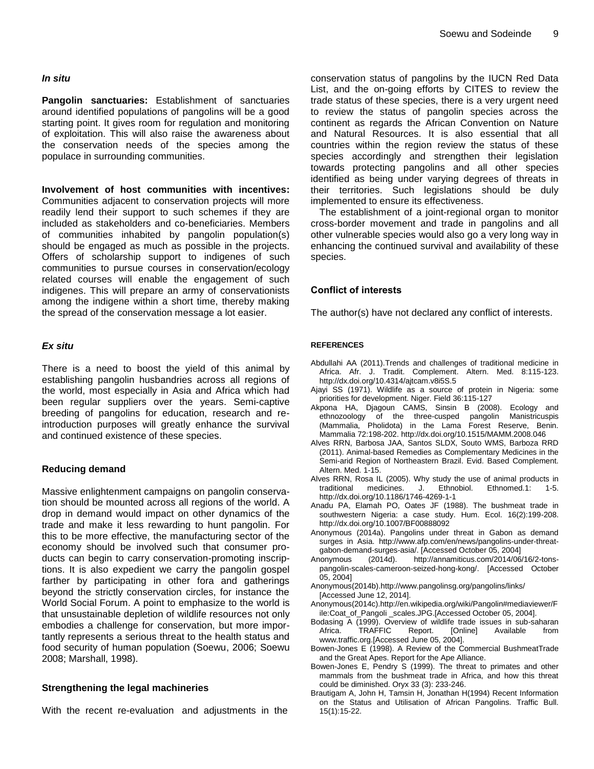### *In situ*

**Pangolin sanctuaries:** Establishment of sanctuaries around identified populations of pangolins will be a good starting point. It gives room for regulation and monitoring of exploitation. This will also raise the awareness about the conservation needs of the species among the populace in surrounding communities.

**Involvement of host communities with incentives:** Communities adjacent to conservation projects will more readily lend their support to such schemes if they are included as stakeholders and co-beneficiaries. Members of communities inhabited by pangolin population(s) should be engaged as much as possible in the projects. Offers of scholarship support to indigenes of such communities to pursue courses in conservation/ecology related courses will enable the engagement of such indigenes. This will prepare an army of conservationists among the indigene within a short time, thereby making the spread of the conservation message a lot easier.

### *Ex situ*

There is a need to boost the yield of this animal by establishing pangolin husbandries across all regions of the world, most especially in Asia and Africa which had been regular suppliers over the years. Semi-captive breeding of pangolins for education, research and re-introduction purposes will greatly enhance the survival and continued existence of these species.

### Reducing demand

Massive enlightenment campaigns on pangolin conservation should be mounted across all regions of the world. A drop in demand would impact on other dynamics of the trade and make it less rewarding to hunt pangolin. For this to be more effective, the manufacturing sector of the economy should be involved such that consumer products can begin to carry conservation-promoting inscriptions. It is also expedient we carry the pangolin gospel farther by participating in other fora and gatherings beyond the strictly conservation circles, for instance the World Social Forum. A point to emphasize to the world is that unsustainable depletion of wildlife resources not only embodies a challenge for conservation, but more importantly represents a serious threat to the health status and food security of human population (Soewu, 2006; Soewu 2008; Marshall, 1998).

### Strengthening the legal machineries

With the recent re-evaluation and adjustments in the conservation status of pangolins by the IUCN Red Data List, and the on-going efforts by CITES to review the trade status of these species, there is a very urgent need to review the status of pangolin species across the continent as regards the African Convention on Nature and Natural Resources. It is also essential that all countries within the region review the status of these species accordingly and strengthen their legislation towards protecting pangolins and all other species identified as being under varying degrees of threats in their territories. Such legislations should be duly implemented to ensure its effectiveness.

The establishment of a joint-regional organ to monitor cross-border movement and trade in pangolins and all other vulnerable species would also go a very long way in enhancing the continued survival and availability of these species.

## Conflict of interests

The author(s) have not declared any conflict of interests.

## REFERENCES

Abdullahi AA (2011).Trends and challenges of traditional medicine in Africa. Afr. J. Tradit. Complement. Altern. Med. 8:115-123. http://dx.doi.org/10.4314/ajtcam.v8i5S.5

Ajayi SS (1971). Wildlife as a source of protein in Nigeria: some priorities for development. Niger. Field 36:115-127

Akpona HA, Djagoun CAMS, Sinsin B (2008). Ecology and ethnozoology of the three-cusped pangolin Manistricuspis (Mammalia, Pholidota) in the Lama Forest Reserve, Benin. Mammalia 72:198-202. http://dx.doi.org/10.1515/MAMM.2008.046

Alves RRN, Barbosa JAA, Santos SLDX, Souto WMS, Barboza RRD (2011). Animal-based Remedies as Complementary Medicines in the Semi-arid Region of Northeastern Brazil. Evid. Based Complement. Altern. Med. 1-15.

Alves RRN, Rosa IL (2005). Why study the use of animal products in traditional medicines. J. Ethnobiol. Ethnomed.1: 1-5. http://dx.doi.org/10.1186/1746-4269-1-1

Anadu PA, Elamah PO, Oates JF (1988). The bushmeat trade in southwestern Nigeria: a case study. Hum. Ecol. 16(2):199-208. http://dx.doi.org/10.1007/BF00888092

Anonymous (2014a). Pangolins under threat in Gabon as demand surges in Asia. http://www.afp.com/en/news/pangolins-under-threat-gabon-demand-surges-asia/. [Accessed October 05, 2004]

Anonymous (2014d). http://annamiticus.com/2014/06/16/2-tons-pangolin-scales-cameroon-seized-hong-kong/. [Accessed October 05, 2004]

Anonymous(2014b).http://www.pangolinsg.org/pangolins/links/ [Accessed June 12, 2014].

Anonymous(2014c).http://en.wikipedia.org/wiki/Pangolin#mediaviewer/File:Coat_of_Pangoli _scales.JPG.[Accessed October 05, 2004].

Bodasing A (1999). Overview of wildlife trade issues in sub-saharan Africa. TRAFFIC Report. [Online] Available from www.traffic.org.[Accessed June 05, 2004].

Bowen-Jones E (1998). A Review of the Commercial BushmeatTrade and the Great Apes. Report for the Ape Alliance.

Bowen-Jones E, Pendry S (1999). The threat to primates and other mammals from the bushmeat trade in Africa, and how this threat could be diminished. Oryx 33 (3): 233-246.

Brautigam A, John H, Tamsin H, Jonathan H(1994) Recent Information on the Status and Utilisation of African Pangolins. Traffic Bull. 15(1):15-22.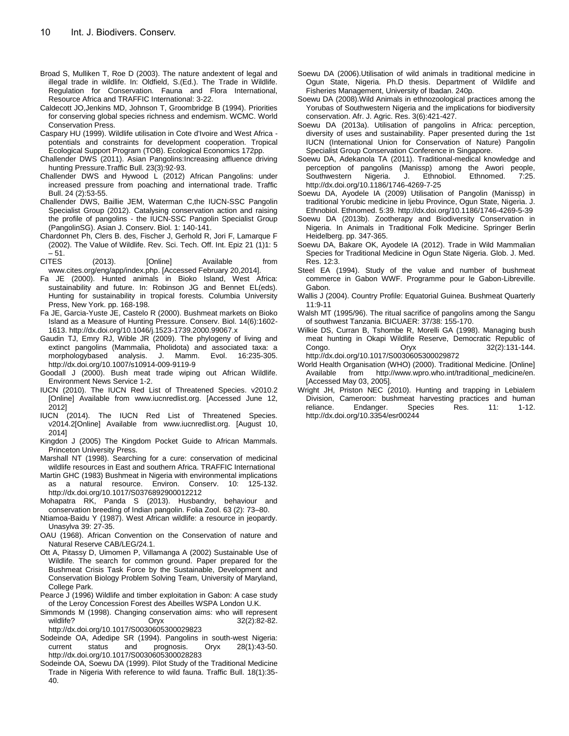Broad S, Mulliken T, Roe D (2003). The nature andextent of legal and illegal trade in wildlife. In: Oldfield, S.(Ed.). The Trade in Wildlife. Regulation for Conservation. Fauna and Flora International, Resource Africa and TRAFFIC International: 3-22.

Caldecott JO,Jenkins MD, Johnson T, Groombridge B (1994). Priorities for conserving global species richness and endemism. WCMC. World Conservation Press.

Caspary HU (1999). Wildlife utilisation in Cote d'Ivoire and West Africa - potentials and constraints for development cooperation. Tropical Ecological Support Program (TOB). Ecological Economics 172pp.

Challender DWS (2011). Asian Pangolins:Increasing affluence driving hunting Pressure.Traffic Bull. 23(3):92-93.

Challender DWS and Hywood L (2012) African Pangolins: under increased pressure from poaching and international trade. Traffic Bull. 24 (2):53-55.

Challender DWS, Baillie JEM, Waterman C,the IUCN-SSC Pangolin Specialist Group (2012). Catalysing conservation action and raising the profile of pangolins - the IUCN-SSC Pangolin Specialist Group (PangolinSG). Asian J. Conserv. Biol. 1: 140-141.

Chardonnet Ph, Clers B. des, Fischer J, Gerhold R, Jori F, Lamarque F (2002). The Value of Wildlife. Rev. Sci. Tech. Off. Int. Epiz 21 (1)1: 5 – 51.

CITES (2013). [Online] Available from www.cites.org/eng/app/index.php. [Accessed February 20,2014].

Fa JE (2000). Hunted animals in Bioko Island, West Africa: sustainability and future. In: Robinson JG and Bennet EL(eds). Hunting for sustainability in tropical forests. Columbia University Press, New York. pp. 168-198.

Fa JE, Garcia-Yuste JE, Castelo R (2000). Bushmeat markets on Bioko Island as a Measure of Hunting Pressure. Conserv. Biol. 14(6):1602-1613. http://dx.doi.org/10.1046/j.1523-1739.2000.99067.x

Gaudin TJ, Emry RJ, Wible JR (2009). The phylogeny of living and extinct pangolins (Mammalia, Pholidota) and associated taxa: a morphologybased analysis. J. Mamm. Evol. 16:235-305. http://dx.doi.org/10.1007/s10914-009-9119-9

Goodall J (2000). Bush meat trade wiping out African Wildlife. Environment News Service 1-2.

IUCN (2010). The IUCN Red List of Threatened Species. v2010.2 [Online] Available from www.iucnredlist.org. [Accessed June 12, 2012]

IUCN (2014). The IUCN Red List of Threatened Species. v2014.2[Online] Available from www.iucnredlist.org. [August 10, 2014]

Kingdon J (2005) The Kingdom Pocket Guide to African Mammals. Princeton University Press.

Marshall NT (1998). Searching for a cure: conservation of medicinal wildlife resources in East and southern Africa. TRAFFIC International

Martin GHC (1983) Bushmeat in Nigeria with environmental implications as a natural resource. Environ. Conserv. 10: 125-132. http://dx.doi.org/10.1017/S0376892900012212

Mohapatra RK, Panda S (2013). Husbandry, behaviour and conservation breeding of Indian pangolin. Folia Zool. 63 (2): 73–80.

Ntiamoa-Baidu Y (1987). West African wildlife: a resource in jeopardy. Unasylva 39: 27-35.

OAU (1968). African Convention on the Conservation of nature and Natural Reserve CAB/LEG/24.1.

Ott A, Pitassy D, Uimomen P, Villamanga A (2002) Sustainable Use of Wildlife. The search for common ground. Paper prepared for the Bushmeat Crisis Task Force by the Sustainable, Development and Conservation Biology Problem Solving Team, University of Maryland, College Park.

Pearce J (1996) Wildlife and timber exploitation in Gabon: A case study of the Leroy Concession Forest des Abeilles WSPA London U.K.

Simmonds M (1998). Changing conservation aims: who will represent wildlife? Oryx 32(2):82-82. http://dx.doi.org/10.1017/S0030605300029823

Sodeinde OA, Adedipe SR (1994). Pangolins in south-west Nigeria: current status and prognosis. Oryx 28(1):43-50. http://dx.doi.org/10.1017/S0030605300028283

Sodeinde OA, Soewu DA (1999). Pilot Study of the Traditional Medicine Trade in Nigeria With reference to wild fauna. Traffic Bull. 18(1):35-40.

Soewu DA (2006).Utilisation of wild animals in traditional medicine in Ogun State, Nigeria. Ph.D thesis. Department of Wildlife and Fisheries Management, University of Ibadan. 240p.

Soewu DA (2008).Wild Animals in ethnozoological practices among the Yorubas of Southwestern Nigeria and the implications for biodiversity conservation. Afr. J. Agric. Res. 3(6):421-427.

Soewu DA (2013a). Utilisation of pangolins in Africa: perception, diversity of uses and sustainability. Paper presented during the 1st IUCN (International Union for Conservation of Nature) Pangolin Specialist Group Conservation Conference in Singapore.

Soewu DA, Adekanola TA (2011). Traditional-medical knowledge and perception of pangolins (Manissp) among the Awori people, Southwestern Nigeria. J. Ethnobiol. Ethnomed. 7:25. http://dx.doi.org/10.1186/1746-4269-7-25

Soewu DA, Ayodele IA (2009) Utilisation of Pangolin (Manissp) in traditional Yorubic medicine in Ijebu Province, Ogun State, Nigeria. J. Ethnobiol. Ethnomed. 5:39. http://dx.doi.org/10.1186/1746-4269-5-39

Soewu DA (2013b). Zootherapy and Biodiversity Conservation in Nigeria. In Animals in Traditional Folk Medicine. Springer Berlin Heidelberg. pp. 347-365.

Soewu DA, Bakare OK, Ayodele IA (2012). Trade in Wild Mammalian Species for Traditional Medicine in Ogun State Nigeria. Glob. J. Med. Res. 12:3.

Steel EA (1994). Study of the value and number of bushmeat commerce in Gabon WWF. Programme pour le Gabon-Libreville. Gabon.

Wallis J (2004). Country Profile: Equatorial Guinea. Bushmeat Quarterly 11:9-11

Walsh MT (1995/96). The ritual sacrifice of pangolins among the Sangu of southwest Tanzania. BICUAER: 37/38: 155-170.

Wilkie DS, Curran B, Tshombe R, Morelli GA (1998). Managing bush meat hunting in Okapi Wildlife Reserve, Democratic Republic of Congo. Oryx 32(2):131-144. http://dx.doi.org/10.1017/S0030605300029872

World Health Organisation (WHO) (2000). Traditional Medicine. [Online] Available from http://www.wpro.who.int/traditional_medicine/en. [Accessed May 03, 2005].

Wright JH, Priston NEC (2010). Hunting and trapping in Lebialem Division, Cameroon: bushmeat harvesting practices and human reliance. Endanger. Species Res. 11: 1-12. http://dx.doi.org/10.3354/esr00244